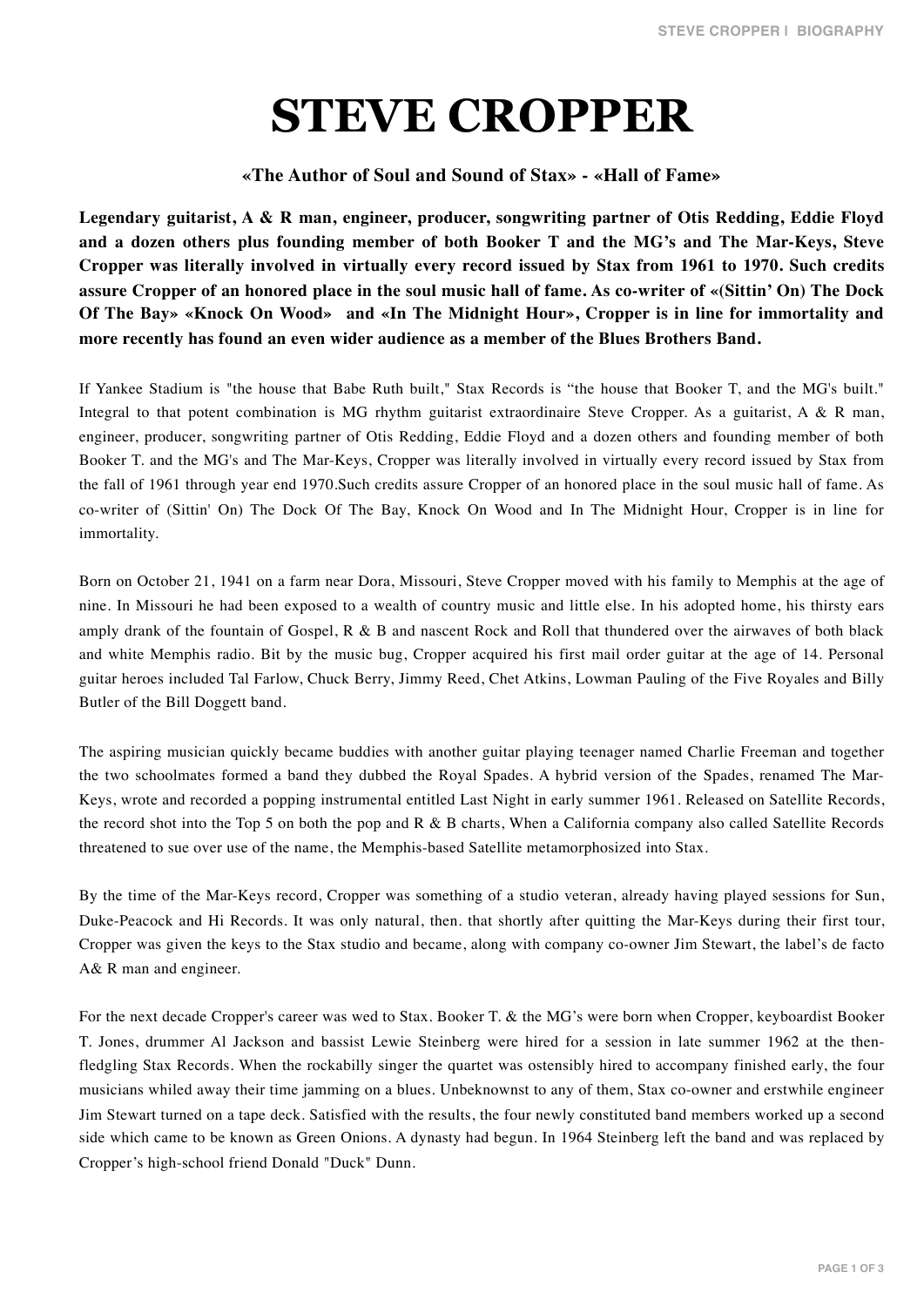# STEVE CROPPER

**«The Author of Soul and Sound of Stax» - «Hall of Fame»**

**Legendary guitarist, A & R man, engineer, producer, songwriting partner of Otis Redding, Eddie Floyd and a dozen others plus founding member of both Booker T and the MG's and The Mar-Keys, Steve Cropper was literally involved in virtually every record issued by Stax from 1961 to 1970. Such credits assure Cropper of an honored place in the soul music hall of fame. As co-writer of «(Sittin' On) The Dock Of The Bay» «Knock On Wood» and «In The Midnight Hour», Cropper is in line for immortality and more recently has found an even wider audience as a member of the Blues Brothers Band.**

If Yankee Stadium is "the house that Babe Ruth built," Stax Records is "the house that Booker T, and the MG's built." Integral to that potent combination is MG rhythm guitarist extraordinaire Steve Cropper. As a guitarist, A & R man, engineer, producer, songwriting partner of Otis Redding, Eddie Floyd and a dozen others and founding member of both Booker T. and the MG's and The Mar-Keys, Cropper was literally involved in virtually every record issued by Stax from the fall of 1961 through year end 1970.Such credits assure Cropper of an honored place in the soul music hall of fame. As co-writer of (Sittin' On) The Dock Of The Bay, Knock On Wood and In The Midnight Hour, Cropper is in line for immortality.

Born on October 21, 1941 on a farm near Dora, Missouri, Steve Cropper moved with his family to Memphis at the age of nine. In Missouri he had been exposed to a wealth of country music and little else. In his adopted home, his thirsty ears amply drank of the fountain of Gospel, R & B and nascent Rock and Roll that thundered over the airwaves of both black and white Memphis radio. Bit by the music bug, Cropper acquired his first mail order guitar at the age of 14. Personal guitar heroes included Tal Farlow, Chuck Berry, Jimmy Reed, Chet Atkins, Lowman Pauling of the Five Royales and Billy Butler of the Bill Doggett band.

The aspiring musician quickly became buddies with another guitar playing teenager named Charlie Freeman and together the two schoolmates formed a band they dubbed the Royal Spades. A hybrid version of the Spades, renamed The Mar-Keys, wrote and recorded a popping instrumental entitled Last Night in early summer 1961. Released on Satellite Records, the record shot into the Top 5 on both the pop and R & B charts, When a California company also called Satellite Records threatened to sue over use of the name, the Memphis-based Satellite metamorphosized into Stax.

By the time of the Mar-Keys record, Cropper was something of a studio veteran, already having played sessions for Sun, Duke-Peacock and Hi Records. It was only natural, then. that shortly after quitting the Mar-Keys during their first tour, Cropper was given the keys to the Stax studio and became, along with company co-owner Jim Stewart, the label's de facto A& R man and engineer.

For the next decade Cropper's career was wed to Stax. Booker T. & the MG's were born when Cropper, keyboardist Booker T. Jones, drummer Al Jackson and bassist Lewie Steinberg were hired for a session in late summer 1962 at the then-fledgling Stax Records. When the rockabilly singer the quartet was ostensibly hired to accompany finished early, the four musicians whiled away their time jamming on a blues. Unbeknownst to any of them, Stax co-owner and erstwhile engineer Jim Stewart turned on a tape deck. Satisfied with the results, the four newly constituted band members worked up a second side which came to be known as Green Onions. A dynasty had begun. In 1964 Steinberg left the band and was replaced by Cropper's high-school friend Donald "Duck" Dunn.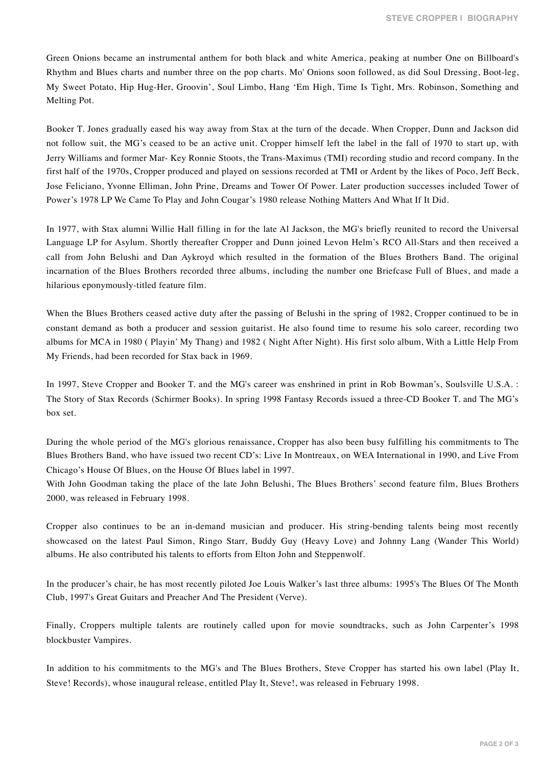Green Onions became an instrumental anthem for both black and white America, peaking at number One on Billboard's Rhythm and Blues charts and number three on the pop charts. Mo' Onions soon followed, as did Soul Dressing, Boot-leg, My Sweet Potato, Hip Hug-Her, Groovin', Soul Limbo, Hang 'Em High, Time Is Tight, Mrs. Robinson, Something and Melting Pot.

Booker T. Jones gradually eased his way away from Stax at the turn of the decade. When Cropper, Dunn and Jackson did not follow suit, the MG's ceased to be an active unit. Cropper himself left the label in the fall of 1970 to start up, with Jerry Williams and former Mar- Key Ronnie Stoots, the Trans-Maximus (TMI) recording studio and record company. In the first half of the 1970s, Cropper produced and played on sessions recorded at TMI or Ardent by the likes of Poco, Jeff Beck, Jose Feliciano, Yvonne Elliman, John Prine, Dreams and Tower Of Power. Later production successes included Tower of Power's 1978 LP We Came To Play and John Cougar's 1980 release Nothing Matters And What If It Did.

In 1977, with Stax alumni Willie Hall filling in for the late Al Jackson, the MG's briefly reunited to record the Universal Language LP for Asylum. Shortly thereafter Cropper and Dunn joined Levon Helm's RCO All-Stars and then received a call from John Belushi and Dan Aykroyd which resulted in the formation of the Blues Brothers Band. The original incarnation of the Blues Brothers recorded three albums, including the number one Briefcase Full of Blues, and made a hilarious eponymously-titled feature film.

When the Blues Brothers ceased active duty after the passing of Belushi in the spring of 1982, Cropper continued to be in constant demand as both a producer and session guitarist. He also found time to resume his solo career, recording two albums for MCA in 1980 ( Playin' My Thang) and 1982 ( Night After Night). His first solo album, With a Little Help From My Friends, had been recorded for Stax back in 1969.

In 1997, Steve Cropper and Booker T. and the MG's career was enshrined in print in Rob Bowman's, Soulsville U.S.A. : The Story of Stax Records (Schirmer Books). In spring 1998 Fantasy Records issued a three-CD Booker T. and The MG's box set.

During the whole period of the MG's glorious renaissance, Cropper has also been busy fulfilling his commitments to The Blues Brothers Band, who have issued two recent CD's: Live In Montreaux, on WEA International in 1990, and Live From Chicago's House Of Blues, on the House Of Blues label in 1997.
With John Goodman taking the place of the late John Belushi, The Blues Brothers' second feature film, Blues Brothers 2000, was released in February 1998.

Cropper also continues to be an in-demand musician and producer. His string-bending talents being most recently showcased on the latest Paul Simon, Ringo Starr, Buddy Guy (Heavy Love) and Johnny Lang (Wander This World) albums. He also contributed his talents to efforts from Elton John and Steppenwolf.

In the producer's chair, he has most recently piloted Joe Louis Walker's last three albums: 1995's The Blues Of The Month Club, 1997's Great Guitars and Preacher And The President (Verve).

Finally, Croppers multiple talents are routinely called upon for movie soundtracks, such as John Carpenter's 1998 blockbuster Vampires.

In addition to his commitments to the MG's and The Blues Brothers, Steve Cropper has started his own label (Play It, Steve! Records), whose inaugural release, entitled Play It, Steve!, was released in February 1998.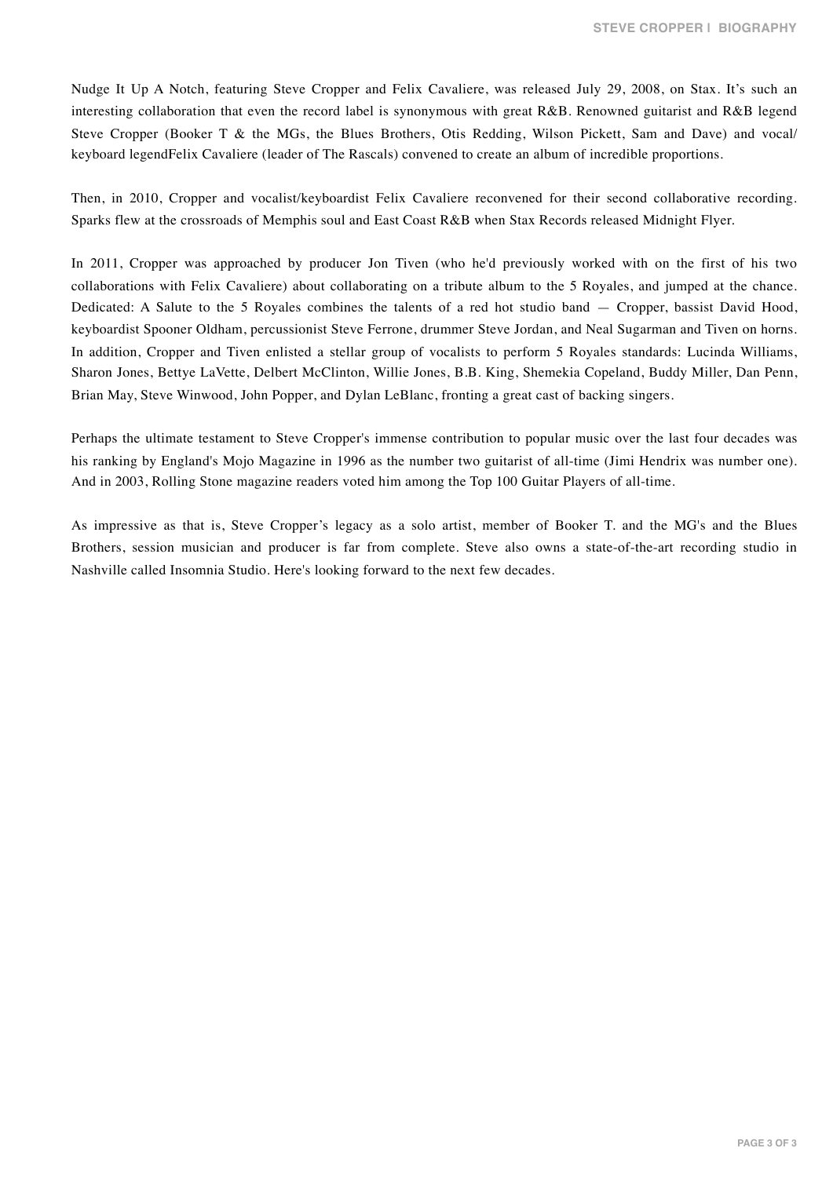Nudge It Up A Notch, featuring Steve Cropper and Felix Cavaliere, was released July 29, 2008, on Stax. It's such an interesting collaboration that even the record label is synonymous with great R&B. Renowned guitarist and R&B legend Steve Cropper (Booker T & the MGs, the Blues Brothers, Otis Redding, Wilson Pickett, Sam and Dave) and vocal/ keyboard legendFelix Cavaliere (leader of The Rascals) convened to create an album of incredible proportions.

Then, in 2010, Cropper and vocalist/keyboardist Felix Cavaliere reconvened for their second collaborative recording. Sparks flew at the crossroads of Memphis soul and East Coast R&B when Stax Records released Midnight Flyer.

In 2011, Cropper was approached by producer Jon Tiven (who he'd previously worked with on the first of his two collaborations with Felix Cavaliere) about collaborating on a tribute album to the 5 Royales, and jumped at the chance. Dedicated: A Salute to the 5 Royales combines the talents of a red hot studio band — Cropper, bassist David Hood, keyboardist Spooner Oldham, percussionist Steve Ferrone, drummer Steve Jordan, and Neal Sugarman and Tiven on horns. In addition, Cropper and Tiven enlisted a stellar group of vocalists to perform 5 Royales standards: Lucinda Williams, Sharon Jones, Bettye LaVette, Delbert McClinton, Willie Jones, B.B. King, Shemekia Copeland, Buddy Miller, Dan Penn, Brian May, Steve Winwood, John Popper, and Dylan LeBlanc, fronting a great cast of backing singers.

Perhaps the ultimate testament to Steve Cropper's immense contribution to popular music over the last four decades was his ranking by England's Mojo Magazine in 1996 as the number two guitarist of all-time (Jimi Hendrix was number one). And in 2003, Rolling Stone magazine readers voted him among the Top 100 Guitar Players of all-time.

As impressive as that is, Steve Cropper's legacy as a solo artist, member of Booker T. and the MG's and the Blues Brothers, session musician and producer is far from complete. Steve also owns a state-of-the-art recording studio in Nashville called Insomnia Studio. Here's looking forward to the next few decades.